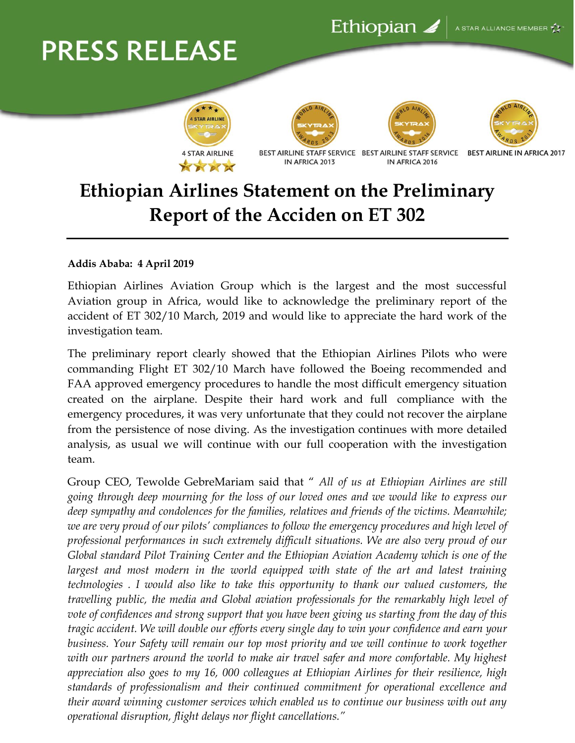# PRESS RELEASE

Ethiopian | A STAR ALLIANCE MEMBER

4 STAR AIRLINE

BEST AIRLINE STAFF SERVICE IN AFRICA 2013

BEST AIRLINE STAFF SERVICE IN AFRICA 2016

BEST AIRLINE IN AFRICA 2017

## Ethiopian Airlines Statement on the Preliminary Report of the Acciden on ET 302

**Addis Ababa: 4 April 2019**

Ethiopian Airlines Aviation Group which is the largest and the most successful Aviation group in Africa, would like to acknowledge the preliminary report of the accident of ET 302/10 March, 2019 and would like to appreciate the hard work of the investigation team.

The preliminary report clearly showed that the Ethiopian Airlines Pilots who were commanding Flight ET 302/10 March have followed the Boeing recommended and FAA approved emergency procedures to handle the most difficult emergency situation created on the airplane. Despite their hard work and full compliance with the emergency procedures, it was very unfortunate that they could not recover the airplane from the persistence of nose diving. As the investigation continues with more detailed analysis, as usual we will continue with our full cooperation with the investigation team.

Group CEO, Tewolde GebreMariam said that " *All of us at Ethiopian Airlines are still going through deep mourning for the loss of our loved ones and we would like to express our deep sympathy and condolences for the families, relatives and friends of the victims. Meanwhile; we are very proud of our pilots' compliances to follow the emergency procedures and high level of professional performances in such extremely difficult situations. We are also very proud of our Global standard Pilot Training Center and the Ethiopian Aviation Academy which is one of the largest and most modern in the world equipped with state of the art and latest training technologies . I would also like to take this opportunity to thank our valued customers, the travelling public, the media and Global aviation professionals for the remarkably high level of vote of confidences and strong support that you have been giving us starting from the day of this tragic accident. We will double our efforts every single day to win your confidence and earn your business. Your Safety will remain our top most priority and we will continue to work together with our partners around the world to make air travel safer and more comfortable. My highest appreciation also goes to my 16, 000 colleagues at Ethiopian Airlines for their resilience, high standards of professionalism and their continued commitment for operational excellence and their award winning customer services which enabled us to continue our business with out any operational disruption, flight delays nor flight cancellations."*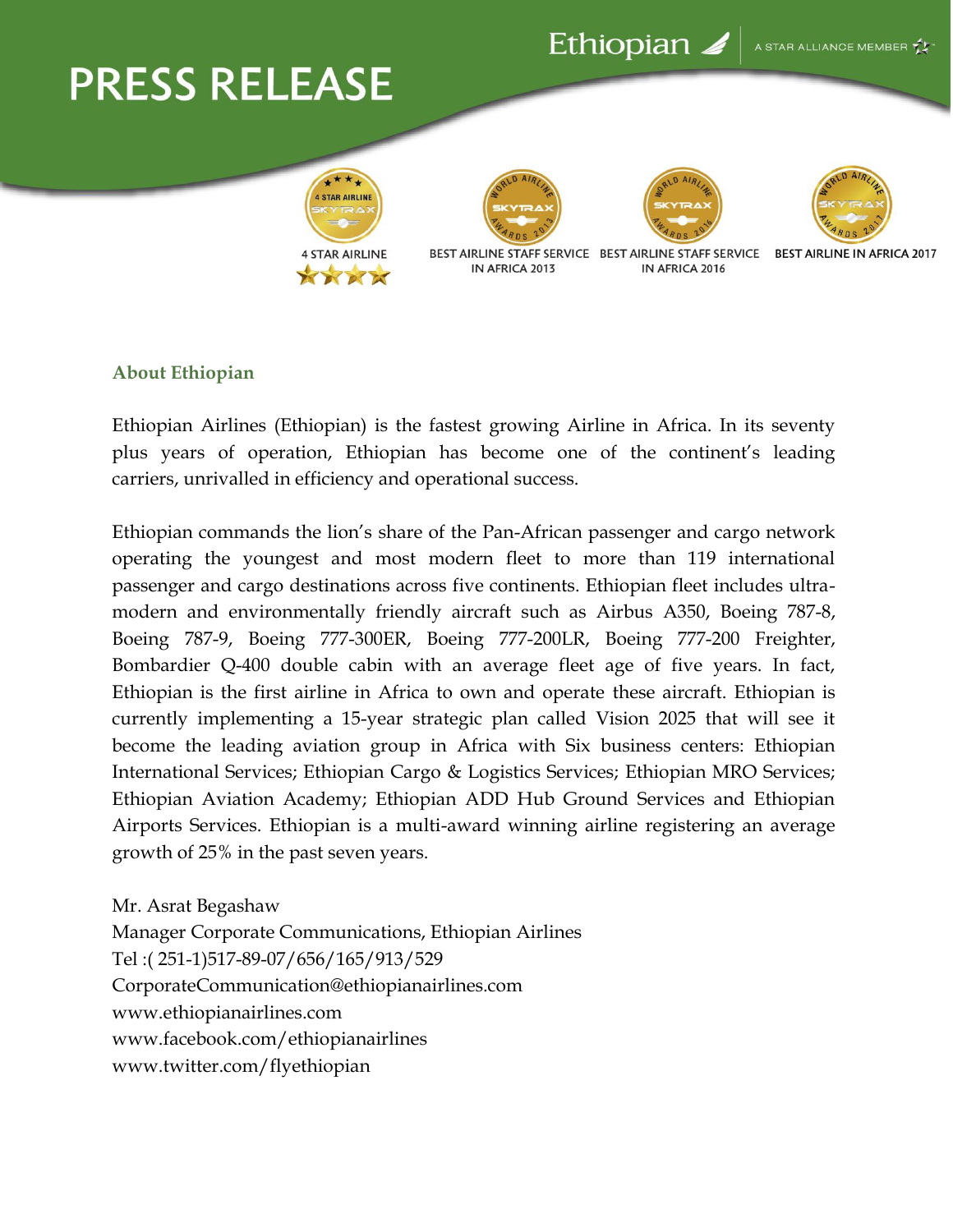# PRESS RELEASE

4 STAR AIRLINE

BEST AIRLINE STAFF SERVICE IN AFRICA 2013

BEST AIRLINE STAFF SERVICE IN AFRICA 2016

BEST AIRLINE IN AFRICA 2017

## About Ethiopian

Ethiopian Airlines (Ethiopian) is the fastest growing Airline in Africa. In its seventy plus years of operation, Ethiopian has become one of the continent's leading carriers, unrivalled in efficiency and operational success.

Ethiopian commands the lion's share of the Pan-African passenger and cargo network operating the youngest and most modern fleet to more than 119 international passenger and cargo destinations across five continents. Ethiopian fleet includes ultra-modern and environmentally friendly aircraft such as Airbus A350, Boeing 787-8, Boeing 787-9, Boeing 777-300ER, Boeing 777-200LR, Boeing 777-200 Freighter, Bombardier Q-400 double cabin with an average fleet age of five years. In fact, Ethiopian is the first airline in Africa to own and operate these aircraft. Ethiopian is currently implementing a 15-year strategic plan called Vision 2025 that will see it become the leading aviation group in Africa with Six business centers: Ethiopian International Services; Ethiopian Cargo & Logistics Services; Ethiopian MRO Services; Ethiopian Aviation Academy; Ethiopian ADD Hub Ground Services and Ethiopian Airports Services. Ethiopian is a multi-award winning airline registering an average growth of 25% in the past seven years.

Mr. Asrat Begashaw  
Manager Corporate Communications, Ethiopian Airlines  
Tel :( 251-1)517-89-07/656/165/913/529  
CorporateCommunication@ethiopianairlines.com  
www.ethiopianairlines.com  
www.facebook.com/ethiopianairlines  
www.twitter.com/flyethiopian